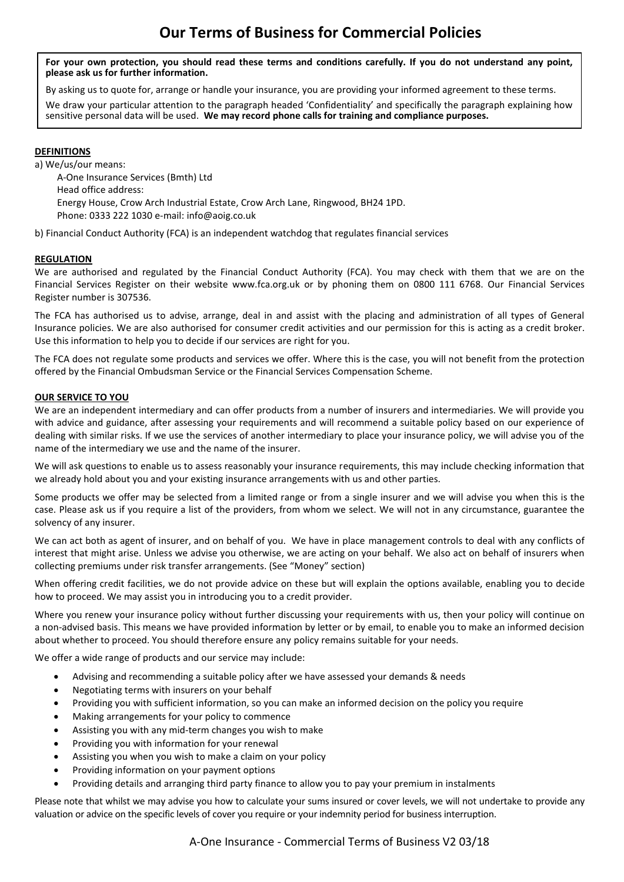# Our Terms of Business for Commercial Policies

**For your own protection, you should read these terms and conditions carefully. If you do not understand any point, please ask us for further information.**

By asking us to quote for, arrange or handle your insurance, you are providing your informed agreement to these terms.

We draw your particular attention to the paragraph headed 'Confidentiality' and specifically the paragraph explaining how sensitive personal data will be used. **We may record phone calls for training and compliance purposes.**

## DEFINITIONS

a) We/us/our means:

A-One Insurance Services (Bmth) Ltd
Head office address:
Energy House, Crow Arch Industrial Estate, Crow Arch Lane, Ringwood, BH24 1PD.
Phone: 0333 222 1030 e-mail: info@aoig.co.uk

b) Financial Conduct Authority (FCA) is an independent watchdog that regulates financial services

## REGULATION

We are authorised and regulated by the Financial Conduct Authority (FCA). You may check with them that we are on the Financial Services Register on their website www.fca.org.uk or by phoning them on 0800 111 6768. Our Financial Services Register number is 307536.

The FCA has authorised us to advise, arrange, deal in and assist with the placing and administration of all types of General Insurance policies. We are also authorised for consumer credit activities and our permission for this is acting as a credit broker. Use this information to help you to decide if our services are right for you.

The FCA does not regulate some products and services we offer. Where this is the case, you will not benefit from the protection offered by the Financial Ombudsman Service or the Financial Services Compensation Scheme.

## OUR SERVICE TO YOU

We are an independent intermediary and can offer products from a number of insurers and intermediaries. We will provide you with advice and guidance, after assessing your requirements and will recommend a suitable policy based on our experience of dealing with similar risks. If we use the services of another intermediary to place your insurance policy, we will advise you of the name of the intermediary we use and the name of the insurer.

We will ask questions to enable us to assess reasonably your insurance requirements, this may include checking information that we already hold about you and your existing insurance arrangements with us and other parties.

Some products we offer may be selected from a limited range or from a single insurer and we will advise you when this is the case. Please ask us if you require a list of the providers, from whom we select. We will not in any circumstance, guarantee the solvency of any insurer.

We can act both as agent of insurer, and on behalf of you. We have in place management controls to deal with any conflicts of interest that might arise. Unless we advise you otherwise, we are acting on your behalf. We also act on behalf of insurers when collecting premiums under risk transfer arrangements. (See "Money" section)

When offering credit facilities, we do not provide advice on these but will explain the options available, enabling you to decide how to proceed. We may assist you in introducing you to a credit provider.

Where you renew your insurance policy without further discussing your requirements with us, then your policy will continue on a non-advised basis. This means we have provided information by letter or by email, to enable you to make an informed decision about whether to proceed. You should therefore ensure any policy remains suitable for your needs.

We offer a wide range of products and our service may include:

- Advising and recommending a suitable policy after we have assessed your demands & needs
- Negotiating terms with insurers on your behalf
- Providing you with sufficient information, so you can make an informed decision on the policy you require
- Making arrangements for your policy to commence
- Assisting you with any mid-term changes you wish to make
- Providing you with information for your renewal
- Assisting you when you wish to make a claim on your policy
- Providing information on your payment options
- Providing details and arranging third party finance to allow you to pay your premium in instalments

Please note that whilst we may advise you how to calculate your sums insured or cover levels, we will not undertake to provide any valuation or advice on the specific levels of cover you require or your indemnity period for business interruption.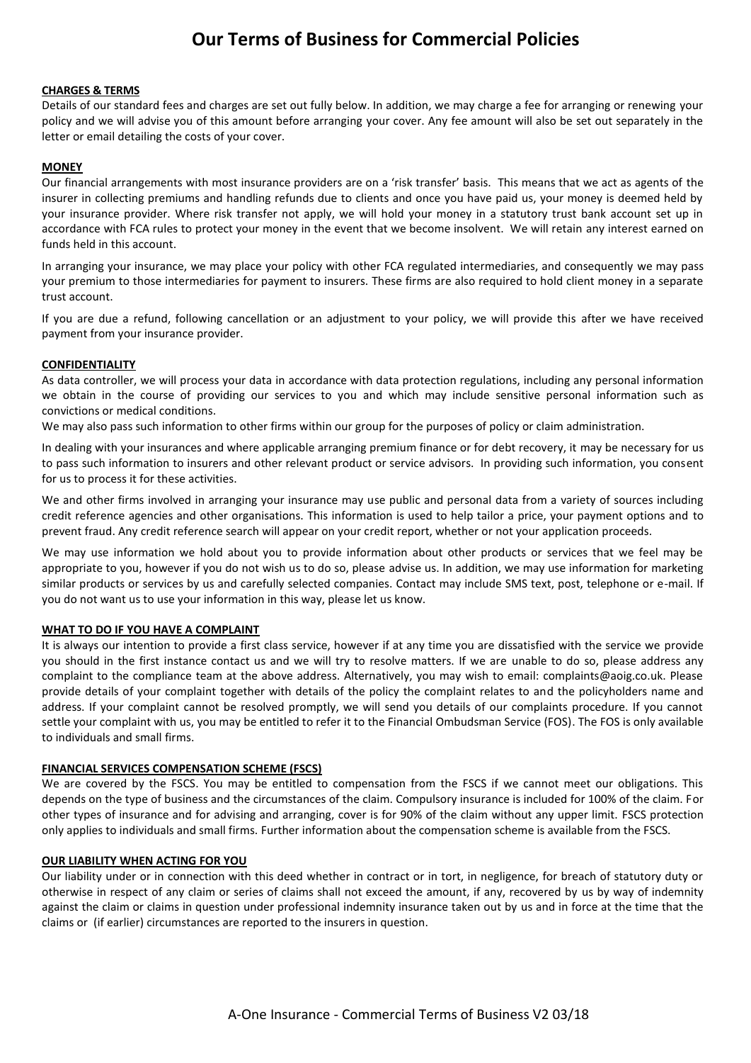# Our Terms of Business for Commercial Policies

**CHARGES & TERMS**

Details of our standard fees and charges are set out fully below. In addition, we may charge a fee for arranging or renewing your policy and we will advise you of this amount before arranging your cover. Any fee amount will also be set out separately in the letter or email detailing the costs of your cover.

**MONEY**

Our financial arrangements with most insurance providers are on a 'risk transfer' basis. This means that we act as agents of the insurer in collecting premiums and handling refunds due to clients and once you have paid us, your money is deemed held by your insurance provider. Where risk transfer not apply, we will hold your money in a statutory trust bank account set up in accordance with FCA rules to protect your money in the event that we become insolvent. We will retain any interest earned on funds held in this account.

In arranging your insurance, we may place your policy with other FCA regulated intermediaries, and consequently we may pass your premium to those intermediaries for payment to insurers. These firms are also required to hold client money in a separate trust account.

If you are due a refund, following cancellation or an adjustment to your policy, we will provide this after we have received payment from your insurance provider.

**CONFIDENTIALITY**

As data controller, we will process your data in accordance with data protection regulations, including any personal information we obtain in the course of providing our services to you and which may include sensitive personal information such as convictions or medical conditions.

We may also pass such information to other firms within our group for the purposes of policy or claim administration.

In dealing with your insurances and where applicable arranging premium finance or for debt recovery, it may be necessary for us to pass such information to insurers and other relevant product or service advisors. In providing such information, you consent for us to process it for these activities.

We and other firms involved in arranging your insurance may use public and personal data from a variety of sources including credit reference agencies and other organisations. This information is used to help tailor a price, your payment options and to prevent fraud. Any credit reference search will appear on your credit report, whether or not your application proceeds.

We may use information we hold about you to provide information about other products or services that we feel may be appropriate to you, however if you do not wish us to do so, please advise us. In addition, we may use information for marketing similar products or services by us and carefully selected companies. Contact may include SMS text, post, telephone or e-mail. If you do not want us to use your information in this way, please let us know.

**WHAT TO DO IF YOU HAVE A COMPLAINT**

It is always our intention to provide a first class service, however if at any time you are dissatisfied with the service we provide you should in the first instance contact us and we will try to resolve matters. If we are unable to do so, please address any complaint to the compliance team at the above address. Alternatively, you may wish to email: complaints@aoig.co.uk. Please provide details of your complaint together with details of the policy the complaint relates to and the policyholders name and address. If your complaint cannot be resolved promptly, we will send you details of our complaints procedure. If you cannot settle your complaint with us, you may be entitled to refer it to the Financial Ombudsman Service (FOS). The FOS is only available to individuals and small firms.

**FINANCIAL SERVICES COMPENSATION SCHEME (FSCS)**

We are covered by the FSCS. You may be entitled to compensation from the FSCS if we cannot meet our obligations. This depends on the type of business and the circumstances of the claim. Compulsory insurance is included for 100% of the claim. For other types of insurance and for advising and arranging, cover is for 90% of the claim without any upper limit. FSCS protection only applies to individuals and small firms. Further information about the compensation scheme is available from the FSCS.

**OUR LIABILITY WHEN ACTING FOR YOU**

Our liability under or in connection with this deed whether in contract or in tort, in negligence, for breach of statutory duty or otherwise in respect of any claim or series of claims shall not exceed the amount, if any, recovered by us by way of indemnity against the claim or claims in question under professional indemnity insurance taken out by us and in force at the time that the claims or (if earlier) circumstances are reported to the insurers in question.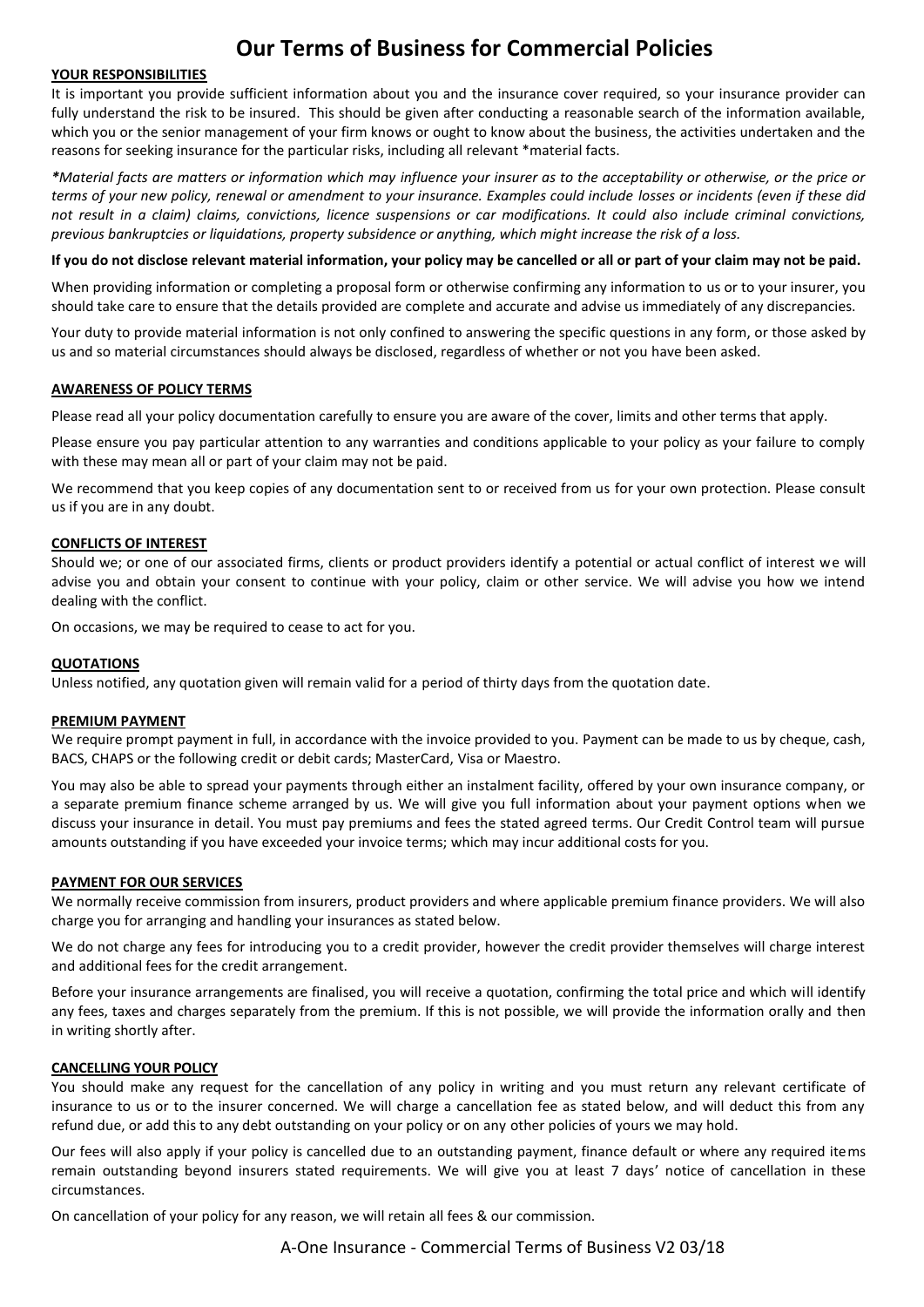# Our Terms of Business for Commercial Policies

## YOUR RESPONSIBILITIES

It is important you provide sufficient information about you and the insurance cover required, so your insurance provider can fully understand the risk to be insured. This should be given after conducting a reasonable search of the information available, which you or the senior management of your firm knows or ought to know about the business, the activities undertaken and the reasons for seeking insurance for the particular risks, including all relevant *material facts.

*\*Material facts are matters or information which may influence your insurer as to the acceptability or otherwise, or the price or terms of your new policy, renewal or amendment to your insurance. Examples could include losses or incidents (even if these did not result in a claim) claims, convictions, licence suspensions or car modifications. It could also include criminal convictions, previous bankruptcies or liquidations, property subsidence or anything, which might increase the risk of a loss.*

**If you do not disclose relevant material information, your policy may be cancelled or all or part of your claim may not be paid.**

When providing information or completing a proposal form or otherwise confirming any information to us or to your insurer, you should take care to ensure that the details provided are complete and accurate and advise us immediately of any discrepancies.

Your duty to provide material information is not only confined to answering the specific questions in any form, or those asked by us and so material circumstances should always be disclosed, regardless of whether or not you have been asked.

## AWARENESS OF POLICY TERMS

Please read all your policy documentation carefully to ensure you are aware of the cover, limits and other terms that apply.

Please ensure you pay particular attention to any warranties and conditions applicable to your policy as your failure to comply with these may mean all or part of your claim may not be paid.

We recommend that you keep copies of any documentation sent to or received from us for your own protection. Please consult us if you are in any doubt.

## CONFLICTS OF INTEREST

Should we; or one of our associated firms, clients or product providers identify a potential or actual conflict of interest we will advise you and obtain your consent to continue with your policy, claim or other service. We will advise you how we intend dealing with the conflict.

On occasions, we may be required to cease to act for you.

## QUOTATIONS

Unless notified, any quotation given will remain valid for a period of thirty days from the quotation date.

## PREMIUM PAYMENT

We require prompt payment in full, in accordance with the invoice provided to you. Payment can be made to us by cheque, cash, BACS, CHAPS or the following credit or debit cards; MasterCard, Visa or Maestro.

You may also be able to spread your payments through either an instalment facility, offered by your own insurance company, or a separate premium finance scheme arranged by us. We will give you full information about your payment options when we discuss your insurance in detail. You must pay premiums and fees the stated agreed terms. Our Credit Control team will pursue amounts outstanding if you have exceeded your invoice terms; which may incur additional costs for you.

## PAYMENT FOR OUR SERVICES

We normally receive commission from insurers, product providers and where applicable premium finance providers. We will also charge you for arranging and handling your insurances as stated below.

We do not charge any fees for introducing you to a credit provider, however the credit provider themselves will charge interest and additional fees for the credit arrangement.

Before your insurance arrangements are finalised, you will receive a quotation, confirming the total price and which will identify any fees, taxes and charges separately from the premium. If this is not possible, we will provide the information orally and then in writing shortly after.

## CANCELLING YOUR POLICY

You should make any request for the cancellation of any policy in writing and you must return any relevant certificate of insurance to us or to the insurer concerned. We will charge a cancellation fee as stated below, and will deduct this from any refund due, or add this to any debt outstanding on your policy or on any other policies of yours we may hold.

Our fees will also apply if your policy is cancelled due to an outstanding payment, finance default or where any required items remain outstanding beyond insurers stated requirements. We will give you at least 7 days' notice of cancellation in these circumstances.

On cancellation of your policy for any reason, we will retain all fees & our commission.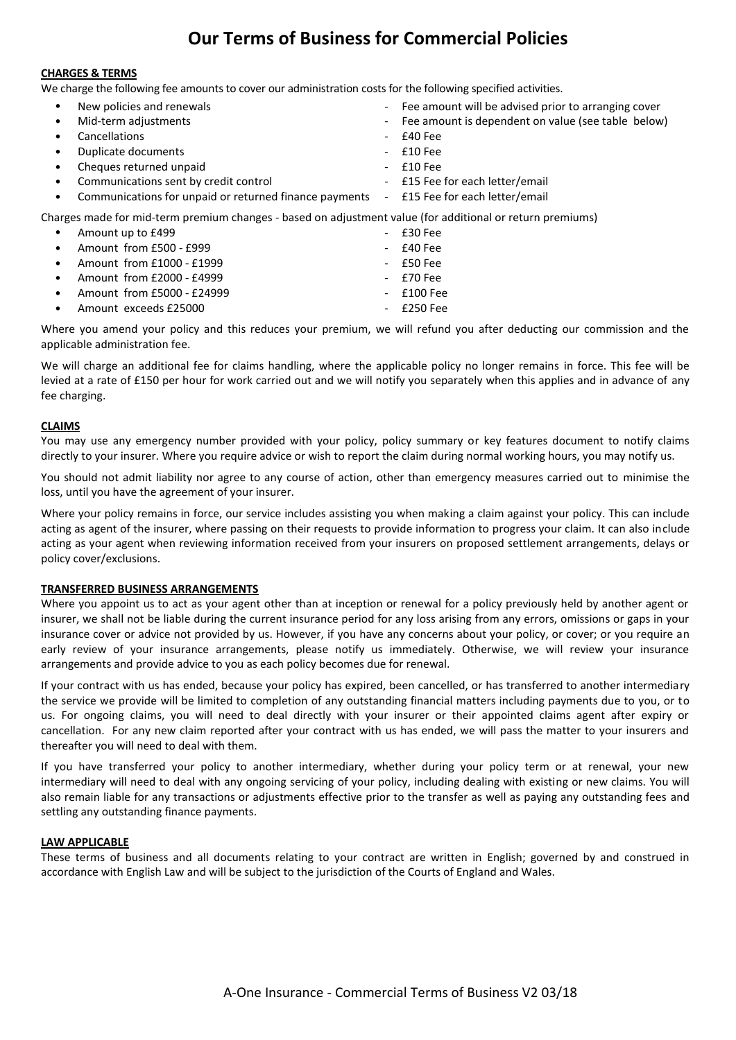# Our Terms of Business for Commercial Policies

**CHARGES & TERMS**

We charge the following fee amounts to cover our administration costs for the following specified activities.

| | |
|---|---|
| • New policies and renewals | - Fee amount will be advised prior to arranging cover |
| • Mid-term adjustments | - Fee amount is dependent on value (see table below) |
| • Cancellations | - £40 Fee |
| • Duplicate documents | - £10 Fee |
| • Cheques returned unpaid | - £10 Fee |
| • Communications sent by credit control | - £15 Fee for each letter/email |
| • Communications for unpaid or returned finance payments | - £15 Fee for each letter/email |

Charges made for mid-term premium changes - based on adjustment value (for additional or return premiums)

| | |
|---|---|
| • Amount up to £499 | - £30 Fee |
| • Amount from £500 - £999 | - £40 Fee |
| • Amount from £1000 - £1999 | - £50 Fee |
| • Amount from £2000 - £4999 | - £70 Fee |
| • Amount from £5000 - £24999 | - £100 Fee |
| • Amount exceeds £25000 | - £250 Fee |

Where you amend your policy and this reduces your premium, we will refund you after deducting our commission and the applicable administration fee.

We will charge an additional fee for claims handling, where the applicable policy no longer remains in force. This fee will be levied at a rate of £150 per hour for work carried out and we will notify you separately when this applies and in advance of any fee charging.

**CLAIMS**

You may use any emergency number provided with your policy, policy summary or key features document to notify claims directly to your insurer. Where you require advice or wish to report the claim during normal working hours, you may notify us.

You should not admit liability nor agree to any course of action, other than emergency measures carried out to minimise the loss, until you have the agreement of your insurer.

Where your policy remains in force, our service includes assisting you when making a claim against your policy. This can include acting as agent of the insurer, where passing on their requests to provide information to progress your claim. It can also include acting as your agent when reviewing information received from your insurers on proposed settlement arrangements, delays or policy cover/exclusions.

**TRANSFERRED BUSINESS ARRANGEMENTS**

Where you appoint us to act as your agent other than at inception or renewal for a policy previously held by another agent or insurer, we shall not be liable during the current insurance period for any loss arising from any errors, omissions or gaps in your insurance cover or advice not provided by us. However, if you have any concerns about your policy, or cover; or you require an early review of your insurance arrangements, please notify us immediately. Otherwise, we will review your insurance arrangements and provide advice to you as each policy becomes due for renewal.

If your contract with us has ended, because your policy has expired, been cancelled, or has transferred to another intermediary the service we provide will be limited to completion of any outstanding financial matters including payments due to you, or to us. For ongoing claims, you will need to deal directly with your insurer or their appointed claims agent after expiry or cancellation. For any new claim reported after your contract with us has ended, we will pass the matter to your insurers and thereafter you will need to deal with them.

If you have transferred your policy to another intermediary, whether during your policy term or at renewal, your new intermediary will need to deal with any ongoing servicing of your policy, including dealing with existing or new claims. You will also remain liable for any transactions or adjustments effective prior to the transfer as well as paying any outstanding fees and settling any outstanding finance payments.

**LAW APPLICABLE**

These terms of business and all documents relating to your contract are written in English; governed by and construed in accordance with English Law and will be subject to the jurisdiction of the Courts of England and Wales.